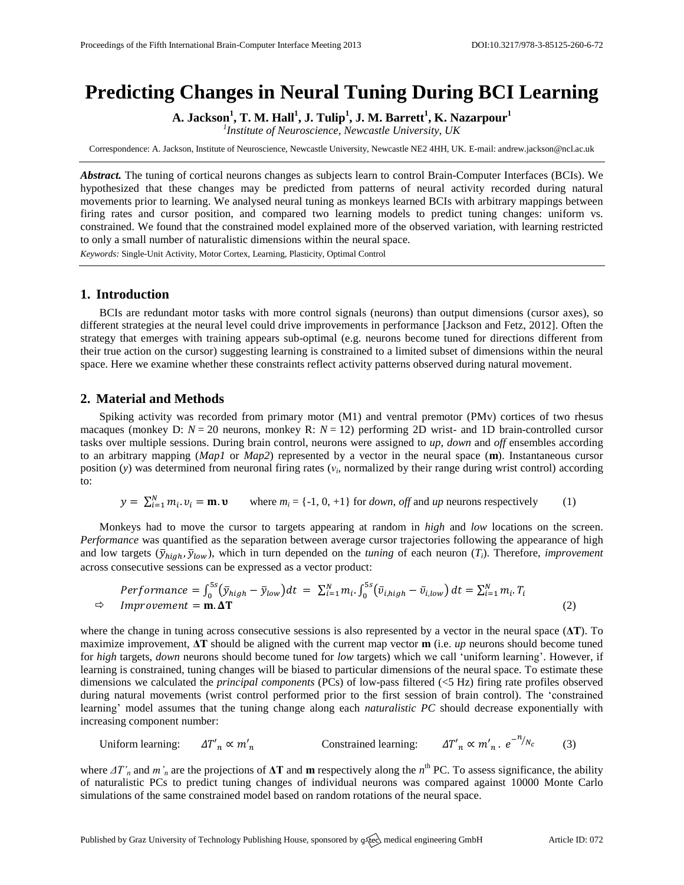# Predicting Changes in Neural Tuning During BCI Learning

**A. Jackson[1], T. M. Hall[1], J. Tulip[1], J. M. Barrett[1], K. Nazarpour[1]**

[1] *Institute of Neuroscience, Newcastle University, UK*

Correspondence: A. Jackson, Institute of Neuroscience, Newcastle University, Newcastle NE2 4HH, UK. E-mail: andrew.jackson@ncl.ac.uk

***Abstract.*** The tuning of cortical neurons changes as subjects learn to control Brain-Computer Interfaces (BCIs). We hypothesized that these changes may be predicted from patterns of neural activity recorded during natural movements prior to learning. We analysed neural tuning as monkeys learned BCIs with arbitrary mappings between firing rates and cursor position, and compared two learning models to predict tuning changes: uniform vs. constrained. We found that the constrained model explained more of the observed variation, with learning restricted to only a small number of naturalistic dimensions within the neural space.

*Keywords:* Single-Unit Activity, Motor Cortex, Learning, Plasticity, Optimal Control

## 1. Introduction

BCIs are redundant motor tasks with more control signals (neurons) than output dimensions (cursor axes), so different strategies at the neural level could drive improvements in performance [Jackson and Fetz, 2012]. Often the strategy that emerges with training appears sub-optimal (e.g. neurons become tuned for directions different from their true action on the cursor) suggesting learning is constrained to a limited subset of dimensions within the neural space. Here we examine whether these constraints reflect activity patterns observed during natural movement.

## 2. Material and Methods

Spiking activity was recorded from primary motor (M1) and ventral premotor (PMv) cortices of two rhesus macaques (monkey D: $N = 20$ neurons, monkey R: $N = 12$) performing 2D wrist- and 1D brain-controlled cursor tasks over multiple sessions. During brain control, neurons were assigned to *up*, *down* and *off* ensembles according to an arbitrary mapping (*Map1* or *Map2*) represented by a vector in the neural space (**m**). Instantaneous cursor position ($y$) was determined from neuronal firing rates ($v_i$, normalized by their range during wrist control) according to:

$$y = \sum_{i=1}^{N} m_i . v_i = \mathbf{m}.\boldsymbol{\upsilon} \qquad \text{where } m_i = \{-1, 0, +1\} \text{ for } \textit{down}, \textit{off} \text{ and } \textit{up} \text{ neurons respectively} \qquad (1)$$

Monkeys had to move the cursor to targets appearing at random in *high* and *low* locations on the screen. *Performance* was quantified as the separation between average cursor trajectories following the appearance of high and low targets ($\bar{y}_{high}, \bar{y}_{low}$), which in turn depended on the *tuning* of each neuron ($T_i$). Therefore, *improvement* across consecutive sessions can be expressed as a vector product:

$$\begin{aligned} &Performance = \int_0^{5s} (\bar{y}_{high} - \bar{y}_{low})\,dt \;=\; \sum_{i=1}^{N} m_i . \int_0^{5s} (\bar{v}_{i,high} - \bar{v}_{i,low})\,dt = \sum_{i=1}^{N} m_i . T_i \\ \Rightarrow\quad &Improvement = \mathbf{m}.\mathbf{\Delta T} \end{aligned} \qquad (2)$$

where the change in tuning across consecutive sessions is also represented by a vector in the neural space (**ΔT**). To maximize improvement, **ΔT** should be aligned with the current map vector **m** (i.e. *up* neurons should become tuned for *high* targets, *down* neurons should become tuned for *low* targets) which we call 'uniform learning'. However, if learning is constrained, tuning changes will be biased to particular dimensions of the neural space. To estimate these dimensions we calculated the *principal components* (PCs) of low-pass filtered (<5 Hz) firing rate profiles observed during natural movements (wrist control performed prior to the first session of brain control). The 'constrained learning' model assumes that the tuning change along each *naturalistic PC* should decrease exponentially with increasing component number:

$$\text{Uniform learning:} \quad \Delta T'_n \propto m'_n \qquad\qquad \text{Constrained learning:} \quad \Delta T'_n \propto m'_n \,.\, e^{-n/N_c} \qquad (3)$$

where $\Delta T'_n$ and $m'_n$ are the projections of **ΔT** and **m** respectively along the $n^{\text{th}}$ PC. To assess significance, the ability of naturalistic PCs to predict tuning changes of individual neurons was compared against 10000 Monte Carlo simulations of the same constrained model based on random rotations of the neural space.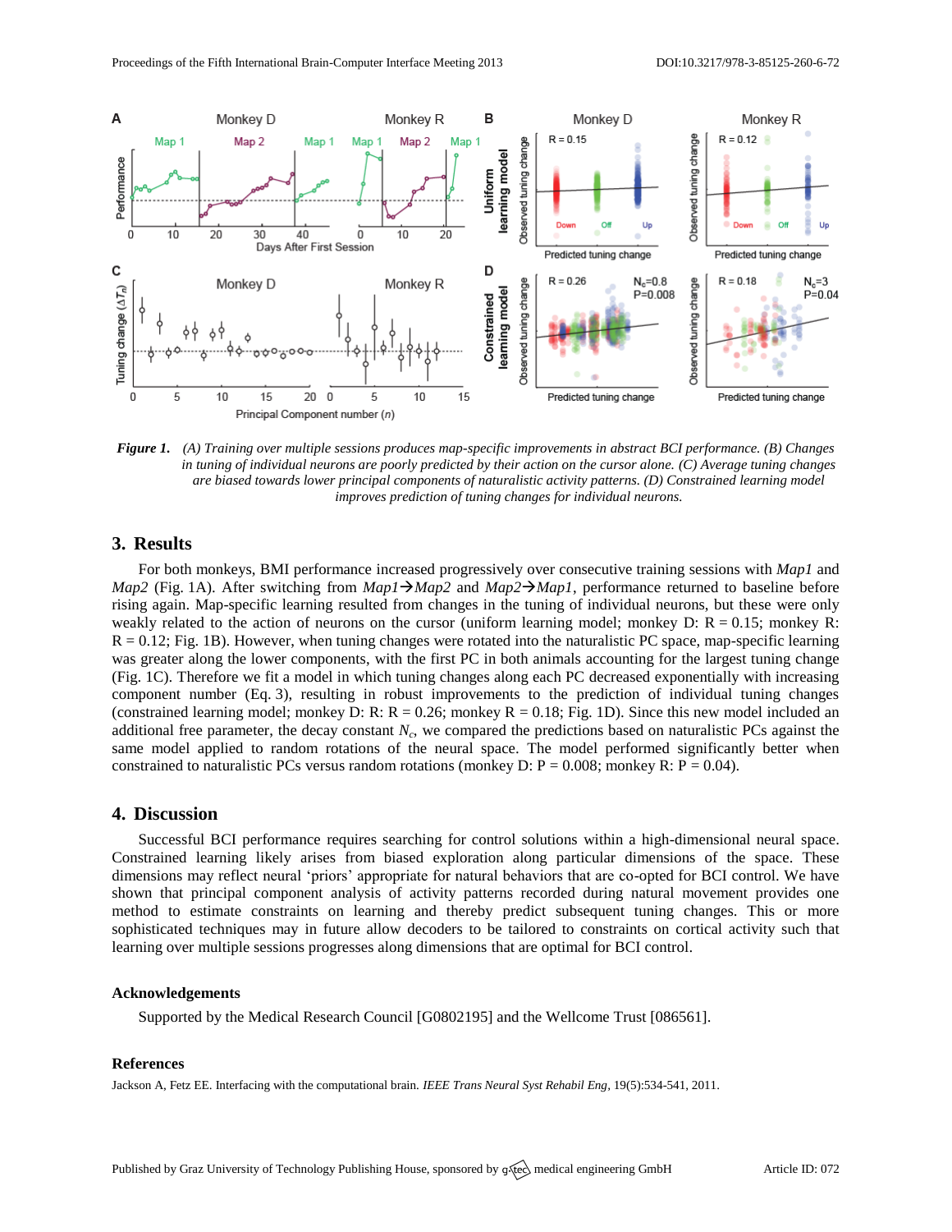A

Monkey D

Monkey R

Map 1 Map 2 Map 1 Map 1 Map 2 Map 1

Performance

0 10 20 30 40 0 10 20

Days After First Session

B

Monkey D

Monkey R

Uniform learning model

Observed tuning change

R = 0.15

Down Off Up

Predicted tuning change

R = 0.12

Down Off Up

Predicted tuning change

C

Monkey D

Monkey R

Tuning change ($\Delta T_n$)

0 5 10 15 20 0 5 10 15

Principal Component number ($n$)

D

Constrained learning model

Observed tuning change

R = 0.26

$N_c$=0.8

P=0.008

Predicted tuning change

R = 0.18

$N_c$=3

P=0.04

Predicted tuning change

***Figure 1.*** *(A) Training over multiple sessions produces map-specific improvements in abstract BCI performance. (B) Changes in tuning of individual neurons are poorly predicted by their action on the cursor alone. (C) Average tuning changes are biased towards lower principal components of naturalistic activity patterns. (D) Constrained learning model improves prediction of tuning changes for individual neurons.*

## 3. Results

For both monkeys, BMI performance increased progressively over consecutive training sessions with *Map1* and *Map2* (Fig. 1A). After switching from *Map1*→*Map2* and *Map2*→*Map1*, performance returned to baseline before rising again. Map-specific learning resulted from changes in the tuning of individual neurons, but these were only weakly related to the action of neurons on the cursor (uniform learning model; monkey D: R = 0.15; monkey R: R = 0.12; Fig. 1B). However, when tuning changes were rotated into the naturalistic PC space, map-specific learning was greater along the lower components, with the first PC in both animals accounting for the largest tuning change (Fig. 1C). Therefore we fit a model in which tuning changes along each PC decreased exponentially with increasing component number (Eq. 3), resulting in robust improvements to the prediction of individual tuning changes (constrained learning model; monkey D: R: R = 0.26; monkey R = 0.18; Fig. 1D). Since this new model included an additional free parameter, the decay constant $N_c$, we compared the predictions based on naturalistic PCs against the same model applied to random rotations of the neural space. The model performed significantly better when constrained to naturalistic PCs versus random rotations (monkey D: P = 0.008; monkey R: P = 0.04).

## 4. Discussion

Successful BCI performance requires searching for control solutions within a high-dimensional neural space. Constrained learning likely arises from biased exploration along particular dimensions of the space. These dimensions may reflect neural 'priors' appropriate for natural behaviors that are co-opted for BCI control. We have shown that principal component analysis of activity patterns recorded during natural movement provides one method to estimate constraints on learning and thereby predict subsequent tuning changes. This or more sophisticated techniques may in future allow decoders to be tailored to constraints on cortical activity such that learning over multiple sessions progresses along dimensions that are optimal for BCI control.

### Acknowledgements

Supported by the Medical Research Council [G0802195] and the Wellcome Trust [086561].

### References

Jackson A, Fetz EE. Interfacing with the computational brain. *IEEE Trans Neural Syst Rehabil Eng*, 19(5):534-541, 2011.